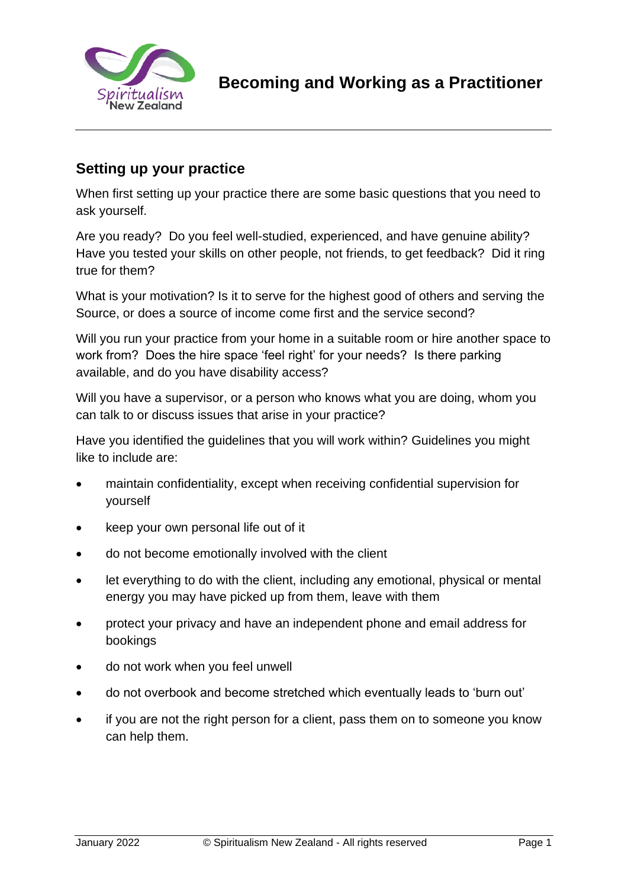# Becoming and Working as a Practitioner

## Setting up your practice

When first setting up your practice there are some basic questions that you need to ask yourself.

Are you ready? Do you feel well-studied, experienced, and have genuine ability? Have you tested your skills on other people, not friends, to get feedback? Did it ring true for them?

What is your motivation? Is it to serve for the highest good of others and serving the Source, or does a source of income come first and the service second?

Will you run your practice from your home in a suitable room or hire another space to work from? Does the hire space 'feel right' for your needs? Is there parking available, and do you have disability access?

Will you have a supervisor, or a person who knows what you are doing, whom you can talk to or discuss issues that arise in your practice?

Have you identified the guidelines that you will work within? Guidelines you might like to include are:

- maintain confidentiality, except when receiving confidential supervision for yourself
- keep your own personal life out of it
- do not become emotionally involved with the client
- let everything to do with the client, including any emotional, physical or mental energy you may have picked up from them, leave with them
- protect your privacy and have an independent phone and email address for bookings
- do not work when you feel unwell
- do not overbook and become stretched which eventually leads to 'burn out'
- if you are not the right person for a client, pass them on to someone you know can help them.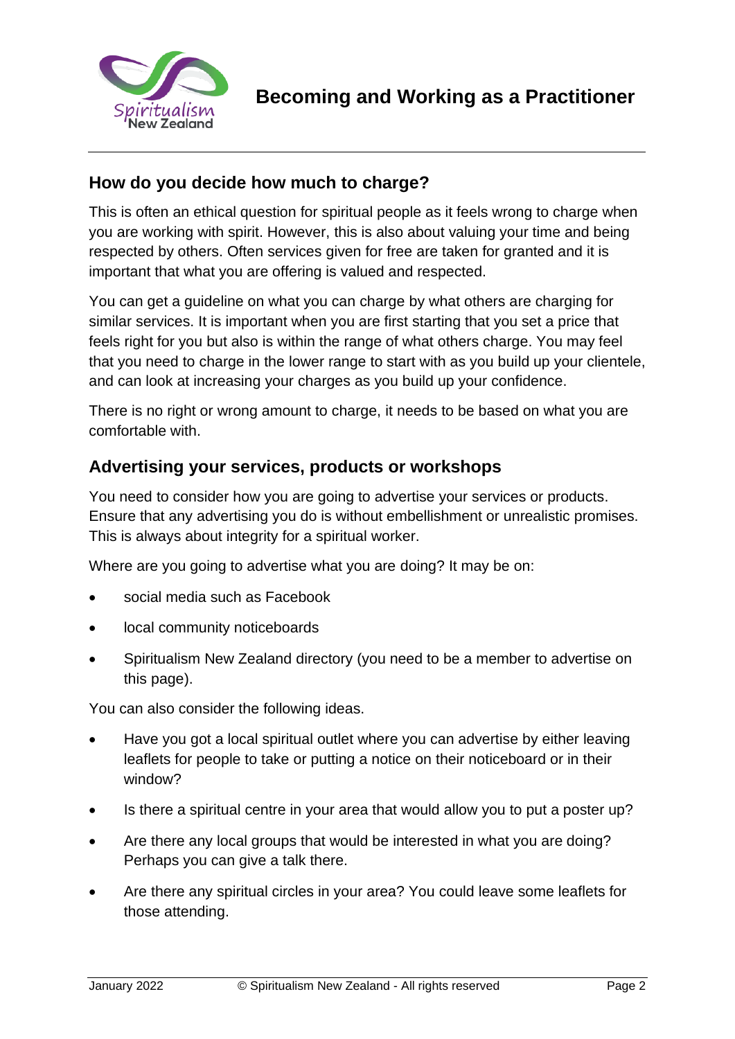## How do you decide how much to charge?

This is often an ethical question for spiritual people as it feels wrong to charge when you are working with spirit. However, this is also about valuing your time and being respected by others. Often services given for free are taken for granted and it is important that what you are offering is valued and respected.

You can get a guideline on what you can charge by what others are charging for similar services. It is important when you are first starting that you set a price that feels right for you but also is within the range of what others charge. You may feel that you need to charge in the lower range to start with as you build up your clientele, and can look at increasing your charges as you build up your confidence.

There is no right or wrong amount to charge, it needs to be based on what you are comfortable with.

## Advertising your services, products or workshops

You need to consider how you are going to advertise your services or products. Ensure that any advertising you do is without embellishment or unrealistic promises. This is always about integrity for a spiritual worker.

Where are you going to advertise what you are doing? It may be on:

- social media such as Facebook
- local community noticeboards
- Spiritualism New Zealand directory (you need to be a member to advertise on this page).

You can also consider the following ideas.

- Have you got a local spiritual outlet where you can advertise by either leaving leaflets for people to take or putting a notice on their noticeboard or in their window?
- Is there a spiritual centre in your area that would allow you to put a poster up?
- Are there any local groups that would be interested in what you are doing? Perhaps you can give a talk there.
- Are there any spiritual circles in your area? You could leave some leaflets for those attending.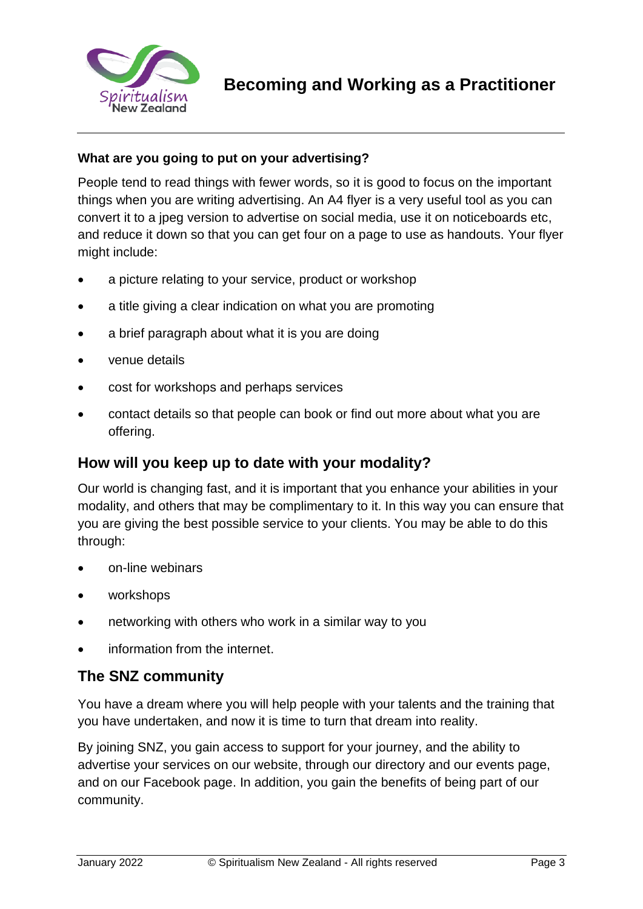#### What are you going to put on your advertising?

People tend to read things with fewer words, so it is good to focus on the important things when you are writing advertising. An A4 flyer is a very useful tool as you can convert it to a jpeg version to advertise on social media, use it on noticeboards etc, and reduce it down so that you can get four on a page to use as handouts. Your flyer might include:

- a picture relating to your service, product or workshop
- a title giving a clear indication on what you are promoting
- a brief paragraph about what it is you are doing
- venue details
- cost for workshops and perhaps services
- contact details so that people can book or find out more about what you are offering.

## How will you keep up to date with your modality?

Our world is changing fast, and it is important that you enhance your abilities in your modality, and others that may be complimentary to it. In this way you can ensure that you are giving the best possible service to your clients. You may be able to do this through:

- on-line webinars
- workshops
- networking with others who work in a similar way to you
- information from the internet.

## The SNZ community

You have a dream where you will help people with your talents and the training that you have undertaken, and now it is time to turn that dream into reality.

By joining SNZ, you gain access to support for your journey, and the ability to advertise your services on our website, through our directory and our events page, and on our Facebook page. In addition, you gain the benefits of being part of our community.